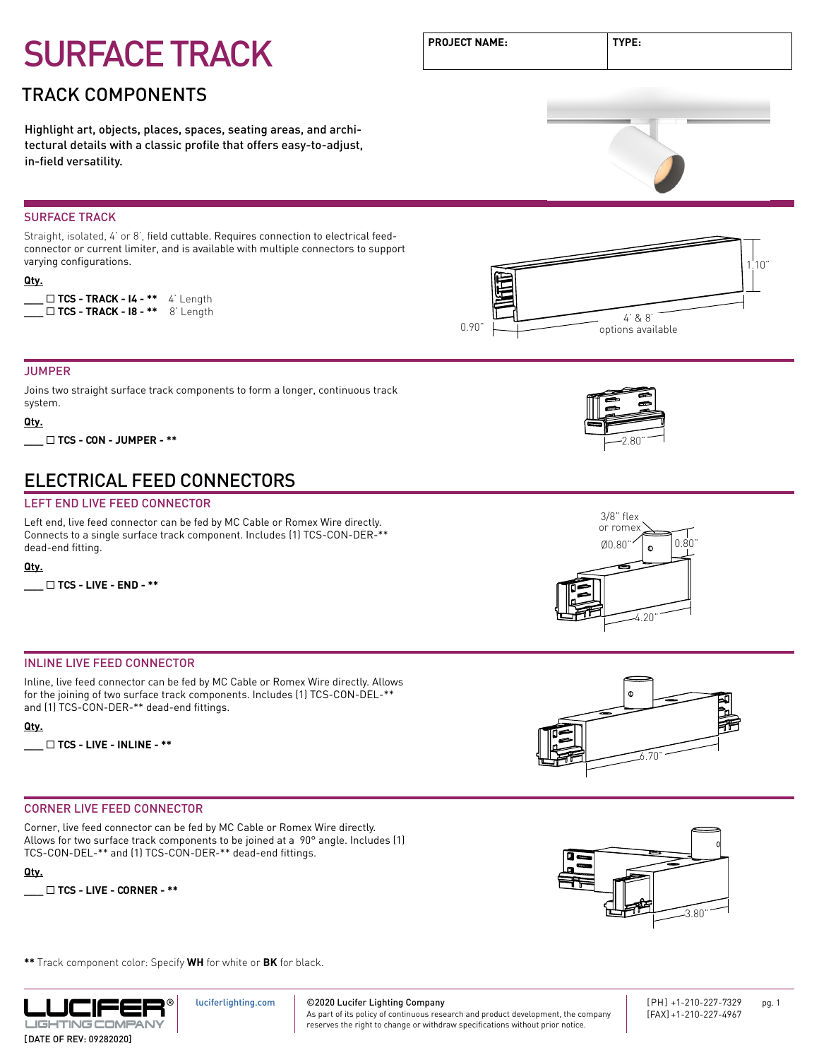# SURFACE TRACK

| PROJECT NAME: | TYPE: |
|---|---|
| | |

## TRACK COMPONENTS

Highlight art, objects, places, spaces, seating areas, and architectural details with a classic profile that offers easy-to-adjust, in-field versatility.

### SURFACE TRACK

Straight, isolated, 4' or 8', field cuttable. Requires connection to electrical feed-connector or current limiter, and is available with multiple connectors to support varying configurations.

**Qty.**

____ ☐ **TCS - TRACK - I4 - \*\*** 4' Length
____ ☐ **TCS - TRACK - I8 - \*\*** 8' Length

1.10"
0.90"
4' & 8' options available

### JUMPER

Joins two straight surface track components to form a longer, continuous track system.

**Qty.**

____ ☐ **TCS - CON - JUMPER - \*\***

2.80"

## ELECTRICAL FEED CONNECTORS

### LEFT END LIVE FEED CONNECTOR

Left end, live feed connector can be fed by MC Cable or Romex Wire directly. Connects to a single surface track component. Includes (1) TCS-CON-DER-\*\* dead-end fitting.

**Qty.**

____ ☐ **TCS - LIVE - END - \*\***

3/8" flex or romex
Ø0.80"
0.80"
4.20"

### INLINE LIVE FEED CONNECTOR

Inline, live feed connector can be fed by MC Cable or Romex Wire directly. Allows for the joining of two surface track components. Includes (1) TCS-CON-DEL-\*\* and (1) TCS-CON-DER-\*\* dead-end fittings.

**Qty.**

____ ☐ **TCS - LIVE - INLINE - \*\***

6.70"

### CORNER LIVE FEED CONNECTOR

Corner, live feed connector can be fed by MC Cable or Romex Wire directly. Allows for two surface track components to be joined at a 90° angle. Includes (1) TCS-CON-DEL-\*\* and (1) TCS-CON-DER-\*\* dead-end fittings.

**Qty.**

____ ☐ **TCS - LIVE - CORNER - \*\***

3.80"

**\*\*** Track component color: Specify **WH** for white or **BK** for black.

LUCIFER® LIGHTING COMPANY
[DATE OF REV: 09282020]

luciferlighting.com

©2020 Lucifer Lighting Company
As part of its policy of continuous research and product development, the company reserves the right to change or withdraw specifications without prior notice.

[PH] +1-210-227-7329
[FAX] +1-210-227-4967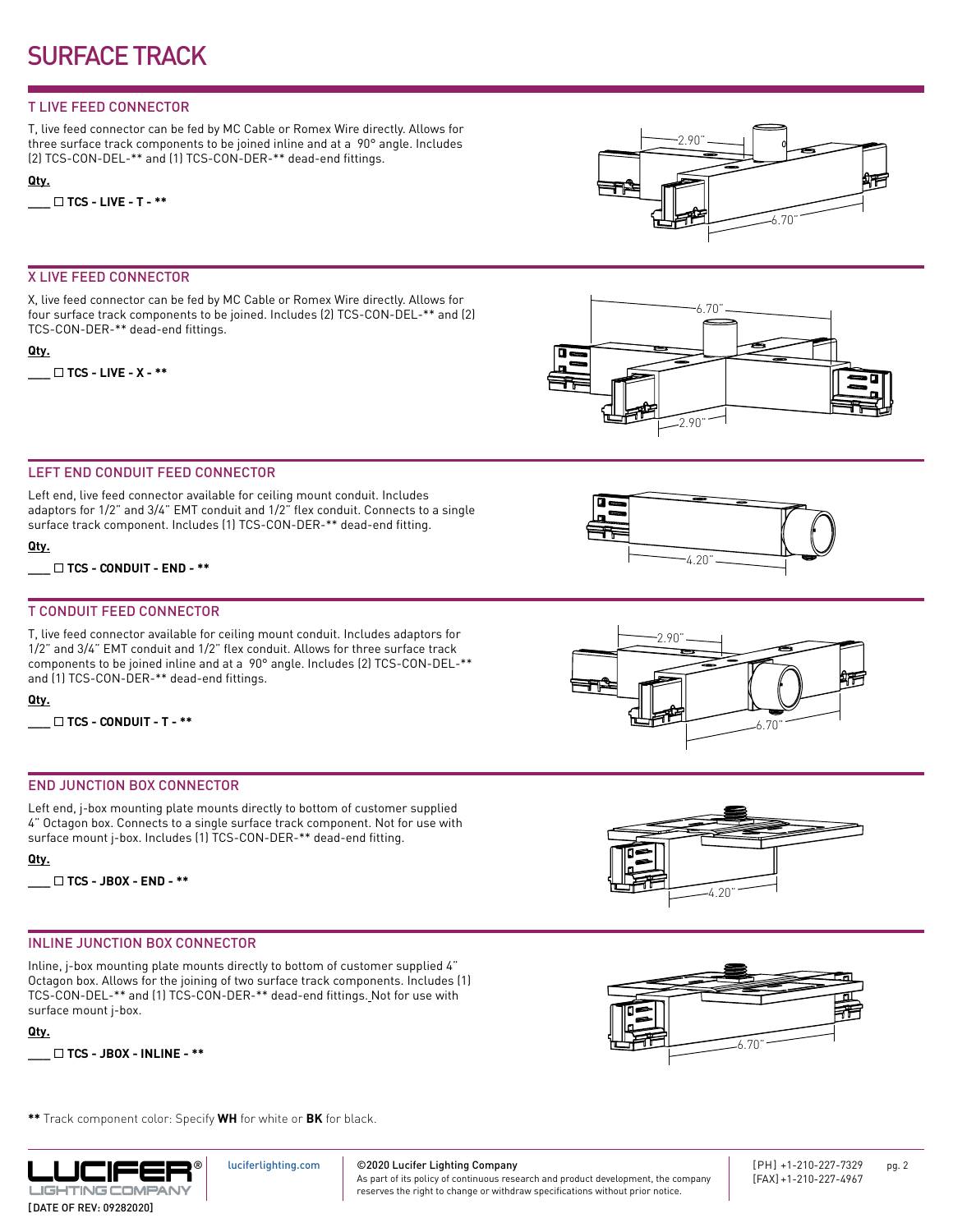# SURFACE TRACK

## T LIVE FEED CONNECTOR

T, live feed connector can be fed by MC Cable or Romex Wire directly. Allows for three surface track components to be joined inline and at a 90° angle. Includes (2) TCS-CON-DEL-** and (1) TCS-CON-DER-** dead-end fittings.

**Qty.**

____ ☐ **TCS - LIVE - T - ****

2.90"

6.70"

## X LIVE FEED CONNECTOR

X, live feed connector can be fed by MC Cable or Romex Wire directly. Allows for four surface track components to be joined. Includes (2) TCS-CON-DEL-** and (2) TCS-CON-DER-** dead-end fittings.

**Qty.**

____ ☐ **TCS - LIVE - X - ****

6.70"

2.90"

## LEFT END CONDUIT FEED CONNECTOR

Left end, live feed connector available for ceiling mount conduit. Includes adaptors for 1/2" and 3/4" EMT conduit and 1/2" flex conduit. Connects to a single surface track component. Includes (1) TCS-CON-DER-** dead-end fitting.

**Qty.**

____ ☐ **TCS - CONDUIT - END - ****

4.20"

## T CONDUIT FEED CONNECTOR

T, live feed connector available for ceiling mount conduit. Includes adaptors for 1/2" and 3/4" EMT conduit and 1/2" flex conduit. Allows for three surface track components to be joined inline and at a 90° angle. Includes (2) TCS-CON-DEL-** and (1) TCS-CON-DER-** dead-end fittings.

**Qty.**

____ ☐ **TCS - CONDUIT - T - ****

2.90"

6.70"

## END JUNCTION BOX CONNECTOR

Left end, j-box mounting plate mounts directly to bottom of customer supplied 4" Octagon box. Connects to a single surface track component. Not for use with surface mount j-box. Includes (1) TCS-CON-DER-** dead-end fitting.

**Qty.**

____ ☐ **TCS - JBOX - END - ****

4.20"

## INLINE JUNCTION BOX CONNECTOR

Inline, j-box mounting plate mounts directly to bottom of customer supplied 4" Octagon box. Allows for the joining of two surface track components. Includes (1) TCS-CON-DEL-** and (1) TCS-CON-DER-** dead-end fittings. Not for use with surface mount j-box.

**Qty.**

____ ☐ **TCS - JBOX - INLINE - ****

6.70"

**** Track component color: Specify **WH** for white or **BK** for black.

[DATE OF REV: 09282020]

luciferlighting.com

©2020 Lucifer Lighting Company
As part of its policy of continuous research and product development, the company reserves the right to change or withdraw specifications without prior notice.

[PH] +1-210-227-7329
[FAX] +1-210-227-4967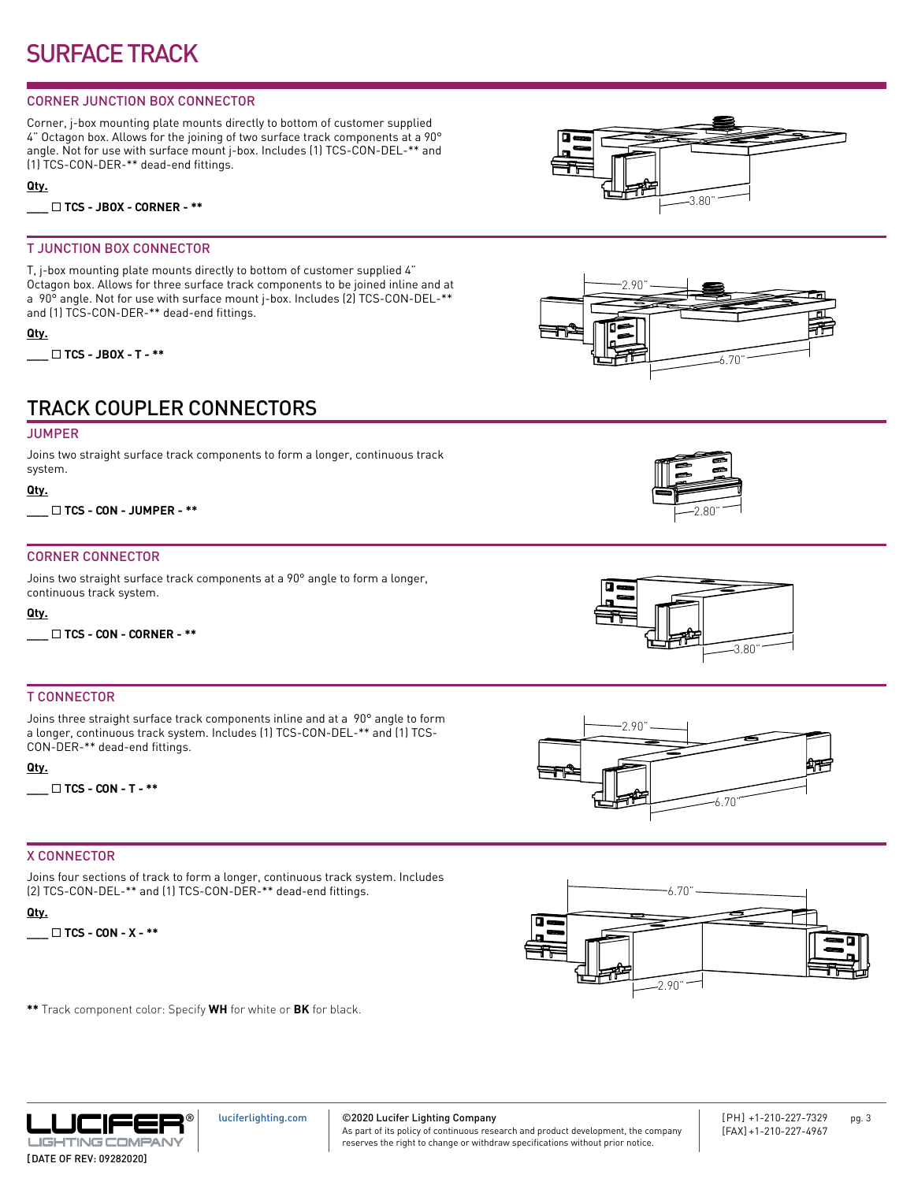# SURFACE TRACK

## CORNER JUNCTION BOX CONNECTOR

Corner, j-box mounting plate mounts directly to bottom of customer supplied 4" Octagon box. Allows for the joining of two surface track components at a 90° angle. Not for use with surface mount j-box. Includes (1) TCS-CON-DEL-** and (1) TCS-CON-DER-** dead-end fittings.

**Qty.**

____ ☐ **TCS - JBOX - CORNER - ****

3.80"

## T JUNCTION BOX CONNECTOR

T, j-box mounting plate mounts directly to bottom of customer supplied 4" Octagon box. Allows for three surface track components to be joined inline and at a 90° angle. Not for use with surface mount j-box. Includes (2) TCS-CON-DEL-** and (1) TCS-CON-DER-** dead-end fittings.

**Qty.**

____ ☐ **TCS - JBOX - T - ****

2.90"

6.70"

# TRACK COUPLER CONNECTORS

## JUMPER

Joins two straight surface track components to form a longer, continuous track system.

**Qty.**

____ ☐ **TCS - CON - JUMPER - ****

2.80"

## CORNER CONNECTOR

Joins two straight surface track components at a 90° angle to form a longer, continuous track system.

**Qty.**

____ ☐ **TCS - CON - CORNER - ****

3.80"

## T CONNECTOR

Joins three straight surface track components inline and at a 90° angle to form a longer, continuous track system. Includes (1) TCS-CON-DEL-** and (1) TCS-CON-DER-** dead-end fittings.

**Qty.**

____ ☐ **TCS - CON - T - ****

2.90"

6.70"

## X CONNECTOR

Joins four sections of track to form a longer, continuous track system. Includes (2) TCS-CON-DEL-** and (1) TCS-CON-DER-** dead-end fittings.

**Qty.**

____ ☐ **TCS - CON - X - ****

6.70"

2.90"

**\*\*** Track component color: Specify **WH** for white or **BK** for black.

LUCIFER® LIGHTING COMPANY

[DATE OF REV: 09282020]

luciferlighting.com

©2020 Lucifer Lighting Company
As part of its policy of continuous research and product development, the company reserves the right to change or withdraw specifications without prior notice.

[PH] +1-210-227-7329
[FAX] +1-210-227-4967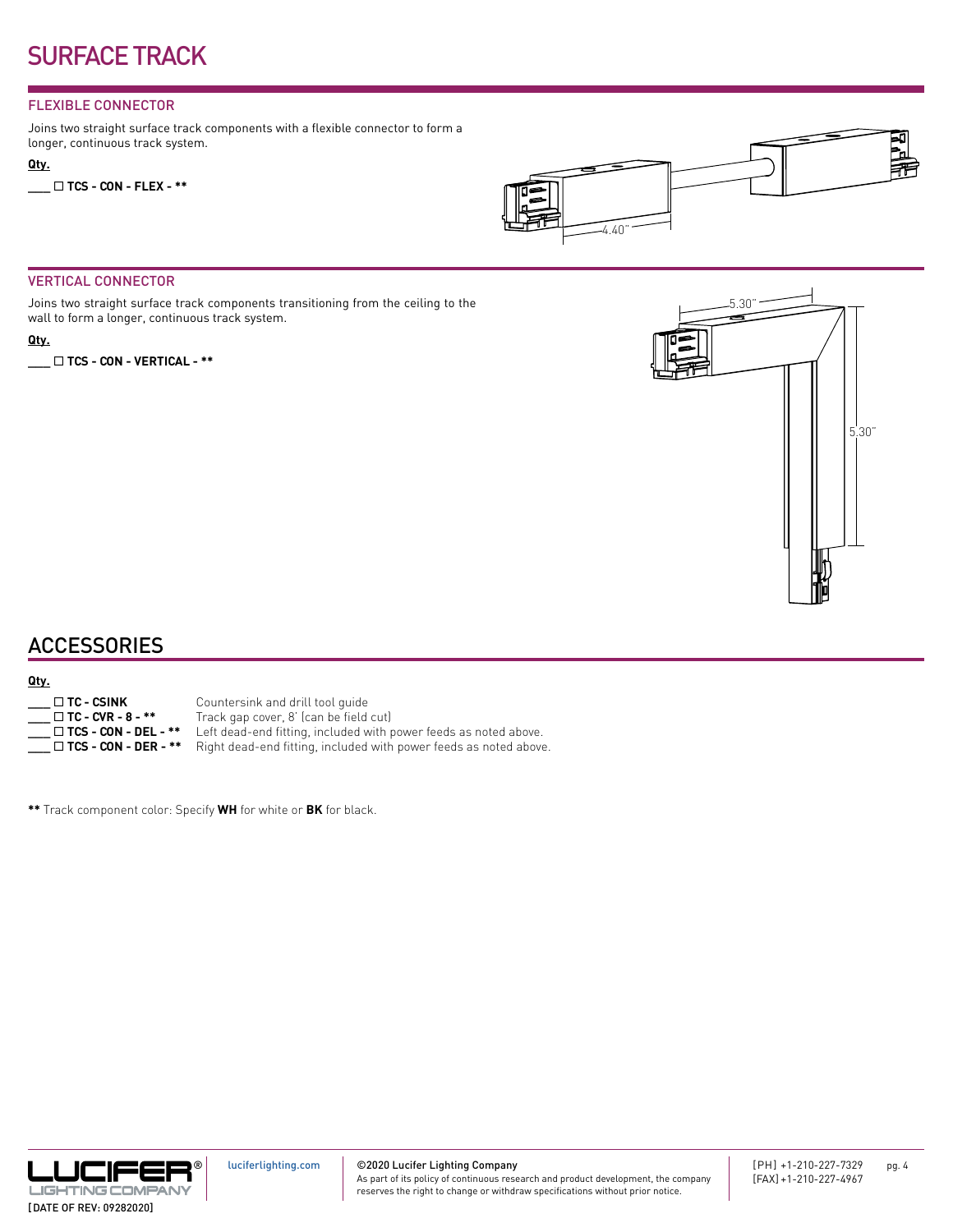# SURFACE TRACK

## FLEXIBLE CONNECTOR

Joins two straight surface track components with a flexible connector to form a longer, continuous track system.

**Qty.**

___ ☐ **TCS - CON - FLEX - ****

4.40"

## VERTICAL CONNECTOR

Joins two straight surface track components transitioning from the ceiling to the wall to form a longer, continuous track system.

**Qty.**

___ ☐ **TCS - CON - VERTICAL - ****

5.30"

5.30"

# ACCESSORIES

**Qty.**

___ ☐ **TC - CSINK** Countersink and drill tool guide

___ ☐ **TC - CVR - 8 - **** Track gap cover, 8' (can be field cut)

___ ☐ **TCS - CON - DEL - **** Left dead-end fitting, included with power feeds as noted above.

___ ☐ **TCS - CON - DER - **** Right dead-end fitting, included with power feeds as noted above.

**** Track component color: Specify **WH** for white or **BK** for black.

[DATE OF REV: 09282020]

luciferlighting.com

©2020 Lucifer Lighting Company
As part of its policy of continuous research and product development, the company reserves the right to change or withdraw specifications without prior notice.

[PH] +1-210-227-7329
[FAX] +1-210-227-4967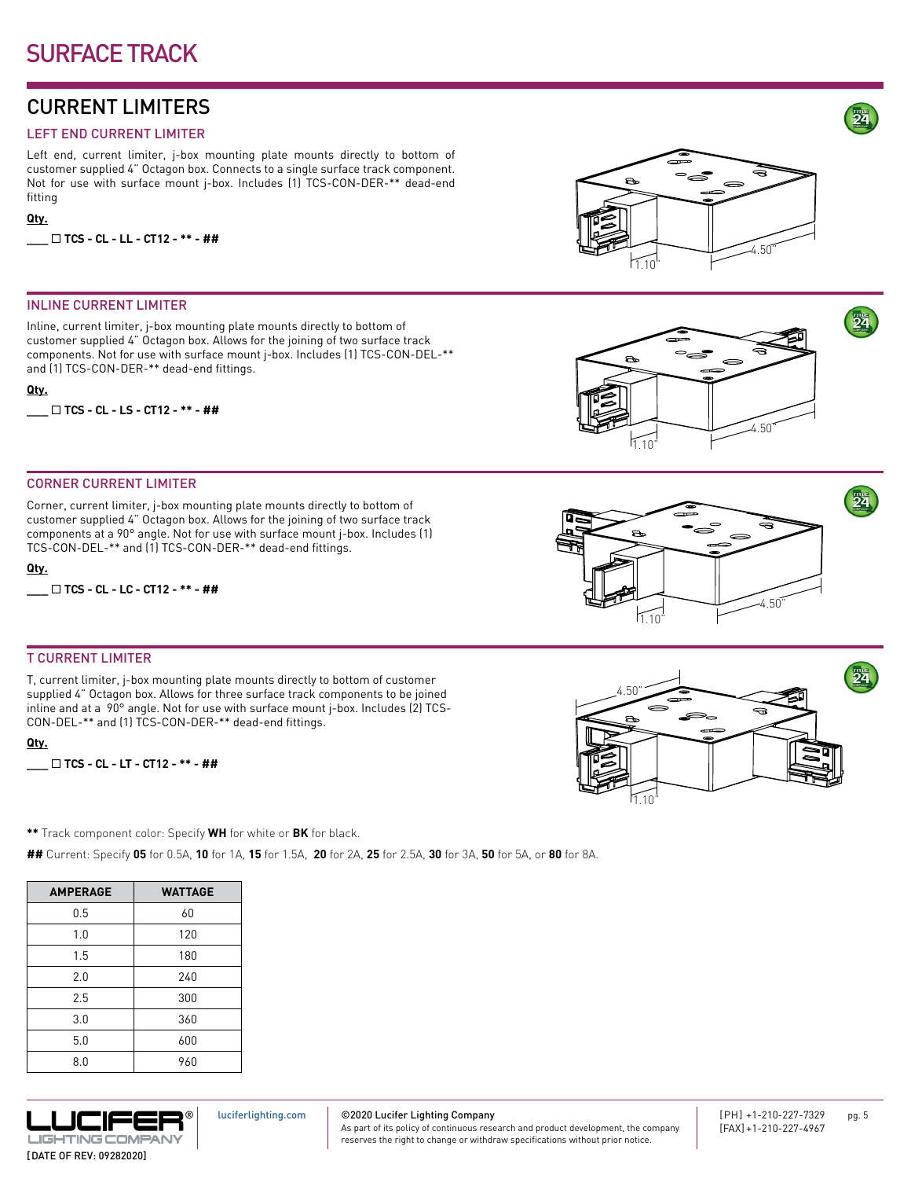# SURFACE TRACK

## CURRENT LIMITERS

### LEFT END CURRENT LIMITER

Left end, current limiter, j-box mounting plate mounts directly to bottom of customer supplied 4" Octagon box. Connects to a single surface track component. Not for use with surface mount j-box. Includes (1) TCS-CON-DER-** dead-end fitting

**Qty.**

____ ☐ **TCS - CL - LL - CT12 - ** - ##**

### INLINE CURRENT LIMITER

Inline, current limiter, j-box mounting plate mounts directly to bottom of customer supplied 4" Octagon box. Allows for the joining of two surface track components. Not for use with surface mount j-box. Includes (1) TCS-CON-DEL-** and (1) TCS-CON-DER-** dead-end fittings.

**Qty.**

____ ☐ **TCS - CL - LS - CT12 - ** - ##**

### CORNER CURRENT LIMITER

Corner, current limiter, j-box mounting plate mounts directly to bottom of customer supplied 4" Octagon box. Allows for the joining of two surface track components at a 90° angle. Not for use with surface mount j-box. Includes (1) TCS-CON-DEL-** and (1) TCS-CON-DER-** dead-end fittings.

**Qty.**

____ ☐ **TCS - CL - LC - CT12 - ** - ##**

### T CURRENT LIMITER

T, current limiter, j-box mounting plate mounts directly to bottom of customer supplied 4" Octagon box. Allows for three surface track components to be joined inline and at a 90° angle. Not for use with surface mount j-box. Includes (2) TCS-CON-DEL-** and (1) TCS-CON-DER-** dead-end fittings.

**Qty.**

____ ☐ **TCS - CL - LT - CT12 - ** - ##**

**\*\*** Track component color: Specify **WH** for white or **BK** for black.

**##** Current: Specify **05** for 0.5A, **10** for 1A, **15** for 1.5A, **20** for 2A, **25** for 2.5A, **30** for 3A, **50** for 5A, or **80** for 8A.

| AMPERAGE | WATTAGE |
|---|---|
| 0.5 | 60 |
| 1.0 | 120 |
| 1.5 | 180 |
| 2.0 | 240 |
| 2.5 | 300 |
| 3.0 | 360 |
| 5.0 | 600 |
| 8.0 | 960 |

LUCIFER® LIGHTING COMPANY

[DATE OF REV: 09282020]

luciferlighting.com

©2020 Lucifer Lighting Company
As part of its policy of continuous research and product development, the company reserves the right to change or withdraw specifications without prior notice.

[PH] +1-210-227-7329
[FAX] +1-210-227-4967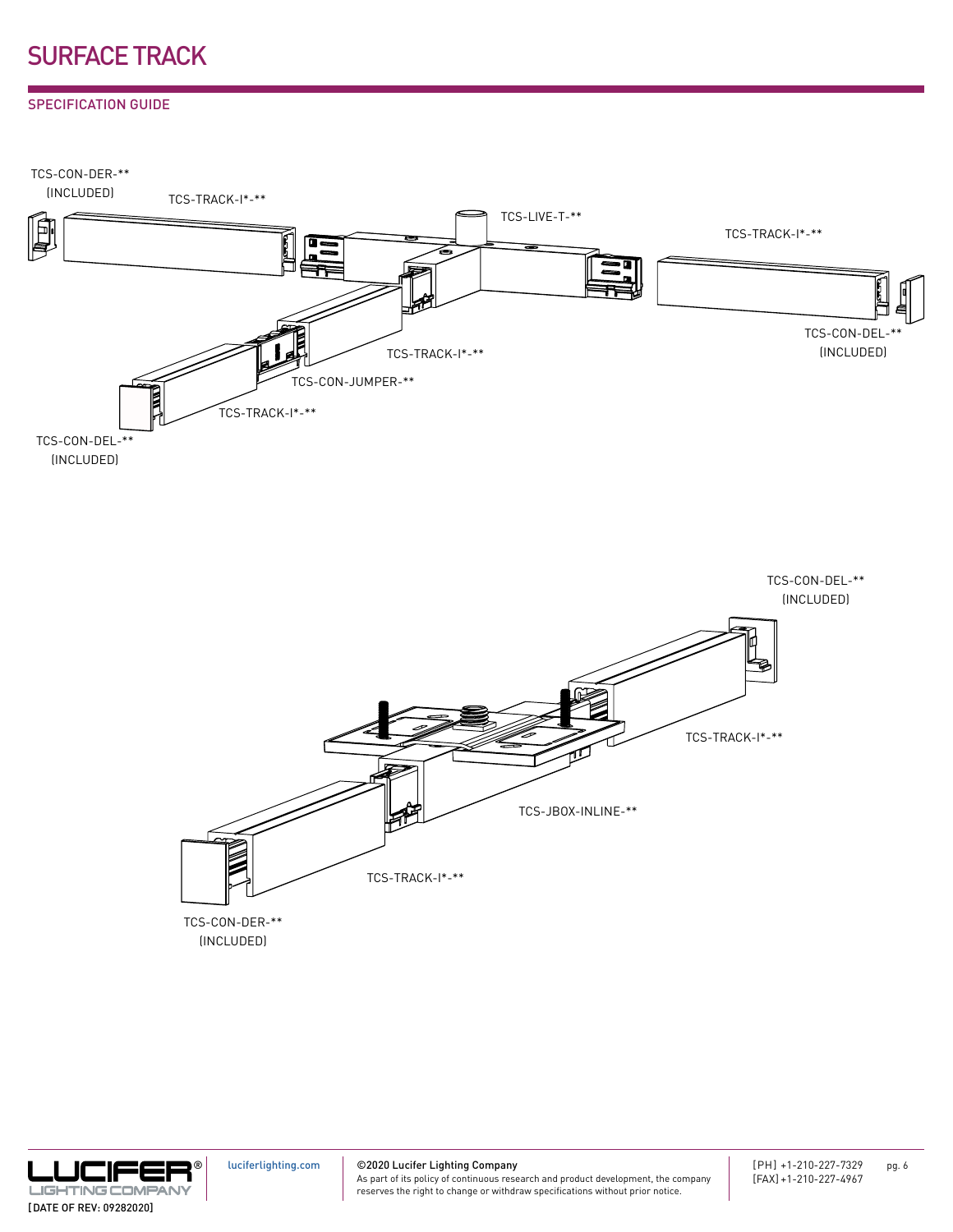# SURFACE TRACK

## SPECIFICATION GUIDE

TCS-CON-DER-**
(INCLUDED)

TCS-TRACK-I*-**

TCS-LIVE-T-**

TCS-TRACK-I*-**

TCS-CON-DEL-**
(INCLUDED)

TCS-TRACK-I*-**

TCS-CON-JUMPER-**

TCS-TRACK-I*-**

TCS-CON-DEL-**
(INCLUDED)

TCS-CON-DEL-**
(INCLUDED)

TCS-TRACK-I*-**

TCS-JBOX-INLINE-**

TCS-TRACK-I*-**

TCS-CON-DER-**
(INCLUDED)

LUCIFER® LIGHTING COMPANY

[DATE OF REV: 09282020]

luciferlighting.com

©2020 Lucifer Lighting Company
As part of its policy of continuous research and product development, the company reserves the right to change or withdraw specifications without prior notice.

[PH] +1-210-227-7329
[FAX] +1-210-227-4967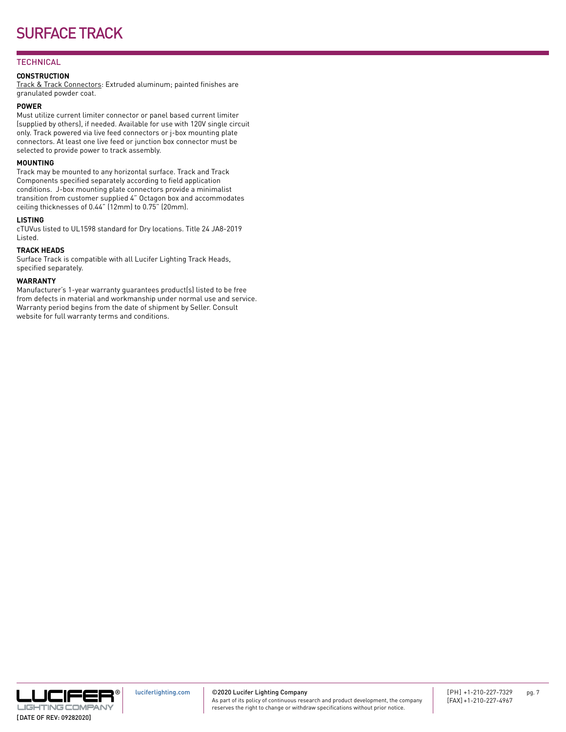# SURFACE TRACK

## TECHNICAL

**CONSTRUCTION**

Track & Track Connectors: Extruded aluminum; painted finishes are granulated powder coat.

**POWER**

Must utilize current limiter connector or panel based current limiter (supplied by others), if needed. Available for use with 120V single circuit only. Track powered via live feed connectors or j-box mounting plate connectors. At least one live feed or junction box connector must be selected to provide power to track assembly.

**MOUNTING**

Track may be mounted to any horizontal surface. Track and Track Components specified separately according to field application conditions. J-box mounting plate connectors provide a minimalist transition from customer supplied 4" Octagon box and accommodates ceiling thicknesses of 0.44" (12mm) to 0.75" (20mm).

**LISTING**

cTUVus listed to UL1598 standard for Dry locations. Title 24 JA8-2019 Listed.

**TRACK HEADS**

Surface Track is compatible with all Lucifer Lighting Track Heads, specified separately.

**WARRANTY**

Manufacturer's 1-year warranty guarantees product(s) listed to be free from defects in material and workmanship under normal use and service. Warranty period begins from the date of shipment by Seller. Consult website for full warranty terms and conditions.

LUCIFER® LIGHTING COMPANY

[DATE OF REV: 09282020]

luciferlighting.com

©2020 Lucifer Lighting Company
As part of its policy of continuous research and product development, the company reserves the right to change or withdraw specifications without prior notice.

[PH] +1-210-227-7329
[FAX] +1-210-227-4967